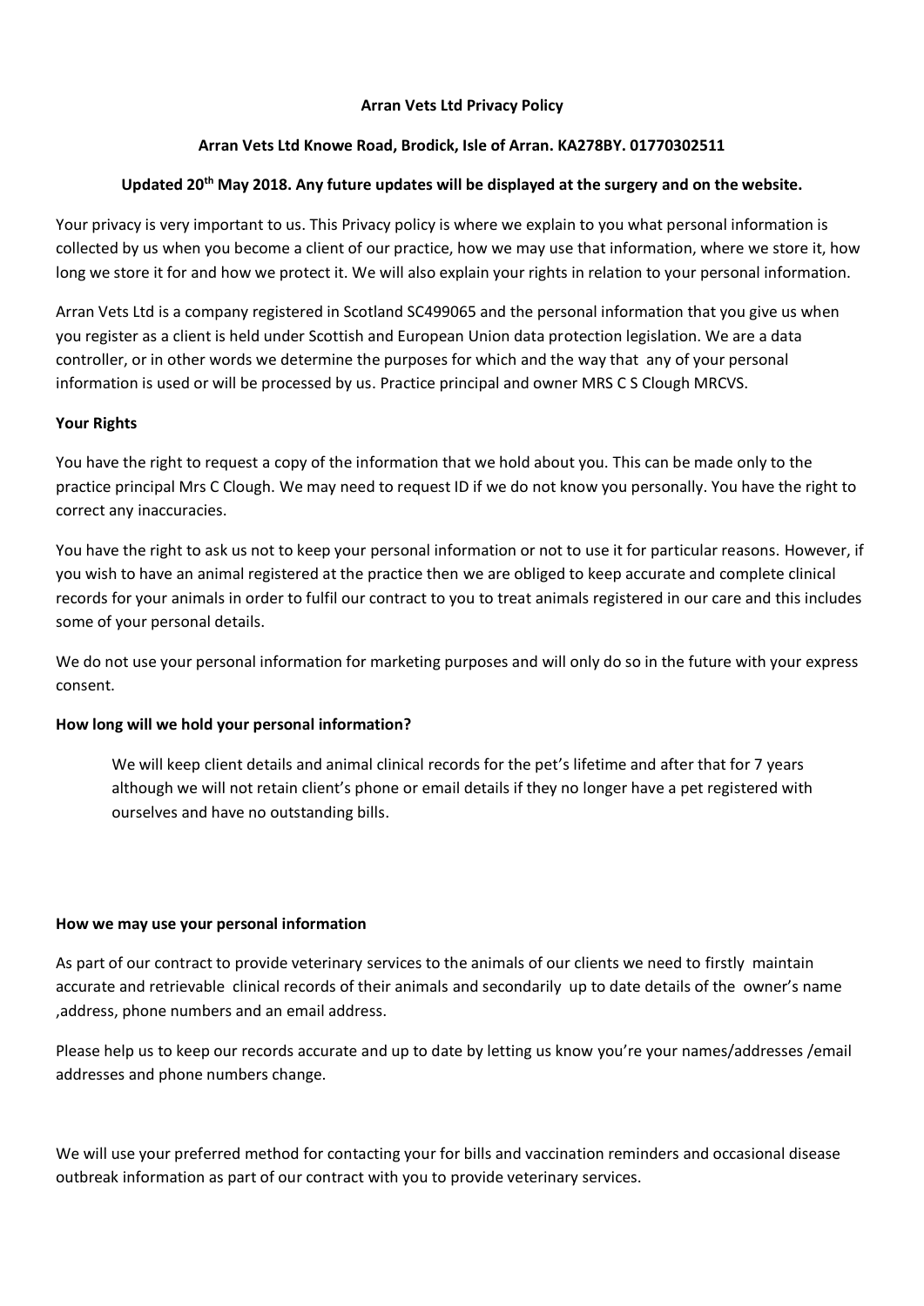**Arran Vets Ltd Privacy Policy**

**Arran Vets Ltd Knowe Road, Brodick, Isle of Arran. KA278BY. 01770302511**

**Updated 20th May 2018. Any future updates will be displayed at the surgery and on the website.**

Your privacy is very important to us. This Privacy policy is where we explain to you what personal information is collected by us when you become a client of our practice, how we may use that information, where we store it, how long we store it for and how we protect it. We will also explain your rights in relation to your personal information.

Arran Vets Ltd is a company registered in Scotland SC499065 and the personal information that you give us when you register as a client is held under Scottish and European Union data protection legislation. We are a data controller, or in other words we determine the purposes for which and the way that any of your personal information is used or will be processed by us. Practice principal and owner MRS C S Clough MRCVS.

**Your Rights**

You have the right to request a copy of the information that we hold about you. This can be made only to the practice principal Mrs C Clough. We may need to request ID if we do not know you personally. You have the right to correct any inaccuracies.

You have the right to ask us not to keep your personal information or not to use it for particular reasons. However, if you wish to have an animal registered at the practice then we are obliged to keep accurate and complete clinical records for your animals in order to fulfil our contract to you to treat animals registered in our care and this includes some of your personal details.

We do not use your personal information for marketing purposes and will only do so in the future with your express consent.

**How long will we hold your personal information?**

> We will keep client details and animal clinical records for the pet's lifetime and after that for 7 years although we will not retain client's phone or email details if they no longer have a pet registered with ourselves and have no outstanding bills.

**How we may use your personal information**

As part of our contract to provide veterinary services to the animals of our clients we need to firstly maintain accurate and retrievable clinical records of their animals and secondarily up to date details of the owner's name ,address, phone numbers and an email address.

Please help us to keep our records accurate and up to date by letting us know you're your names/addresses /email addresses and phone numbers change.

We will use your preferred method for contacting your for bills and vaccination reminders and occasional disease outbreak information as part of our contract with you to provide veterinary services.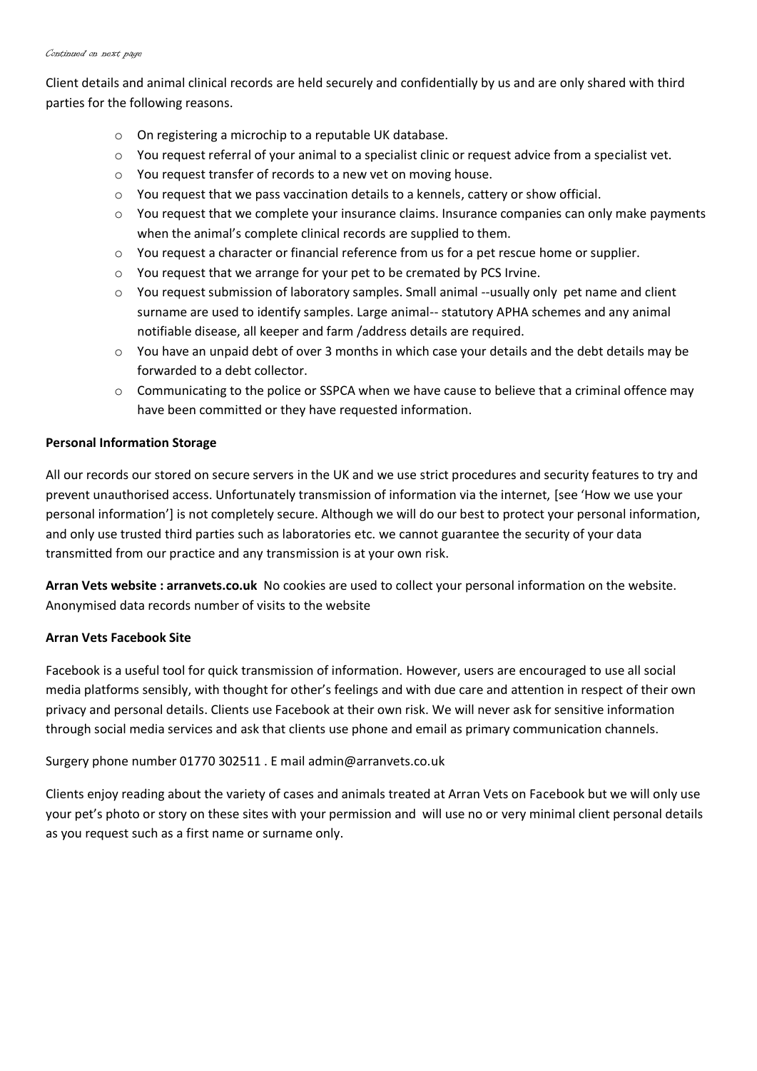*Continued on next page*

Client details and animal clinical records are held securely and confidentially by us and are only shared with third parties for the following reasons.

- On registering a microchip to a reputable UK database.
- You request referral of your animal to a specialist clinic or request advice from a specialist vet.
- You request transfer of records to a new vet on moving house.
- You request that we pass vaccination details to a kennels, cattery or show official.
- You request that we complete your insurance claims. Insurance companies can only make payments when the animal's complete clinical records are supplied to them.
- You request a character or financial reference from us for a pet rescue home or supplier.
- You request that we arrange for your pet to be cremated by PCS Irvine.
- You request submission of laboratory samples. Small animal --usually only pet name and client surname are used to identify samples. Large animal-- statutory APHA schemes and any animal notifiable disease, all keeper and farm /address details are required.
- You have an unpaid debt of over 3 months in which case your details and the debt details may be forwarded to a debt collector.
- Communicating to the police or SSPCA when we have cause to believe that a criminal offence may have been committed or they have requested information.

**Personal Information Storage**

All our records our stored on secure servers in the UK and we use strict procedures and security features to try and prevent unauthorised access. Unfortunately transmission of information via the internet, [see 'How we use your personal information'] is not completely secure. Although we will do our best to protect your personal information, and only use trusted third parties such as laboratories etc. we cannot guarantee the security of your data transmitted from our practice and any transmission is at your own risk.

**Arran Vets website : arranvets.co.uk** No cookies are used to collect your personal information on the website. Anonymised data records number of visits to the website

**Arran Vets Facebook Site**

Facebook is a useful tool for quick transmission of information. However, users are encouraged to use all social media platforms sensibly, with thought for other's feelings and with due care and attention in respect of their own privacy and personal details. Clients use Facebook at their own risk. We will never ask for sensitive information through social media services and ask that clients use phone and email as primary communication channels.

Surgery phone number 01770 302511 . E mail admin@arranvets.co.uk

Clients enjoy reading about the variety of cases and animals treated at Arran Vets on Facebook but we will only use your pet's photo or story on these sites with your permission and will use no or very minimal client personal details as you request such as a first name or surname only.